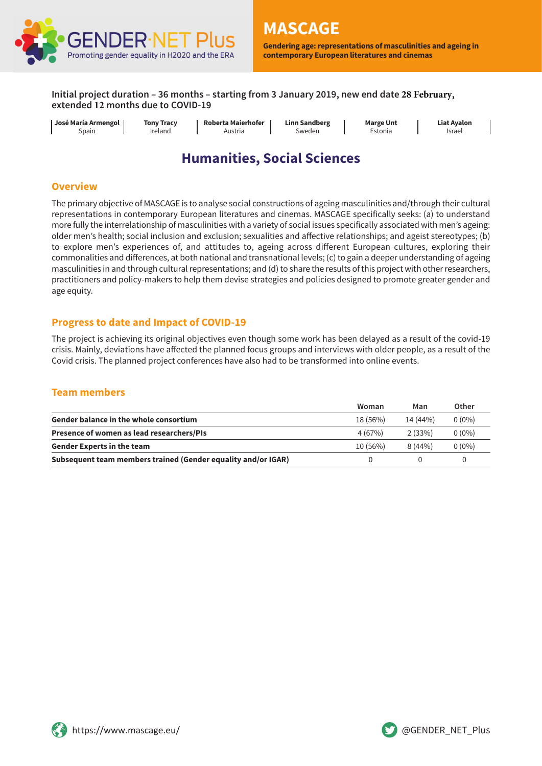GENDER·NET Plus
Promoting gender equality in H2020 and the ERA

# MASCAGE

**Gendering age: representations of masculinities and ageing in contemporary European literatures and cinemas**

**Initial project duration – 36 months – starting from 3 January 2019, new end date 28 February, extended 12 months due to COVID-19**

| José María Armengol | Tony Tracy | Roberta Maierhofer | Linn Sandberg | Marge Unt | Liat Ayalon |
|---|---|---|---|---|---|
| Spain | Ireland | Austria | Sweden | Estonia | Israel |

## Humanities, Social Sciences

### Overview

The primary objective of MASCAGE is to analyse social constructions of ageing masculinities and/through their cultural representations in contemporary European literatures and cinemas. MASCAGE specifically seeks: (a) to understand more fully the interrelationship of masculinities with a variety of social issues specifically associated with men's ageing: older men's health; social inclusion and exclusion; sexualities and affective relationships; and ageist stereotypes; (b) to explore men's experiences of, and attitudes to, ageing across different European cultures, exploring their commonalities and differences, at both national and transnational levels; (c) to gain a deeper understanding of ageing masculinities in and through cultural representations; and (d) to share the results of this project with other researchers, practitioners and policy-makers to help them devise strategies and policies designed to promote greater gender and age equity.

### Progress to date and Impact of COVID-19

The project is achieving its original objectives even though some work has been delayed as a result of the covid-19 crisis. Mainly, deviations have affected the planned focus groups and interviews with older people, as a result of the Covid crisis. The planned project conferences have also had to be transformed into online events.

### Team members

| | Woman | Man | Other |
|---|---|---|---|
| **Gender balance in the whole consortium** | 18 (56%) | 14 (44%) | 0 (0%) |
| **Presence of women as lead researchers/PIs** | 4 (67%) | 2 (33%) | 0 (0%) |
| **Gender Experts in the team** | 10 (56%) | 8 (44%) | 0 (0%) |
| **Subsequent team members trained (Gender equality and/or IGAR)** | 0 | 0 | 0 |

https://www.mascage.eu/

@GENDER_NET_Plus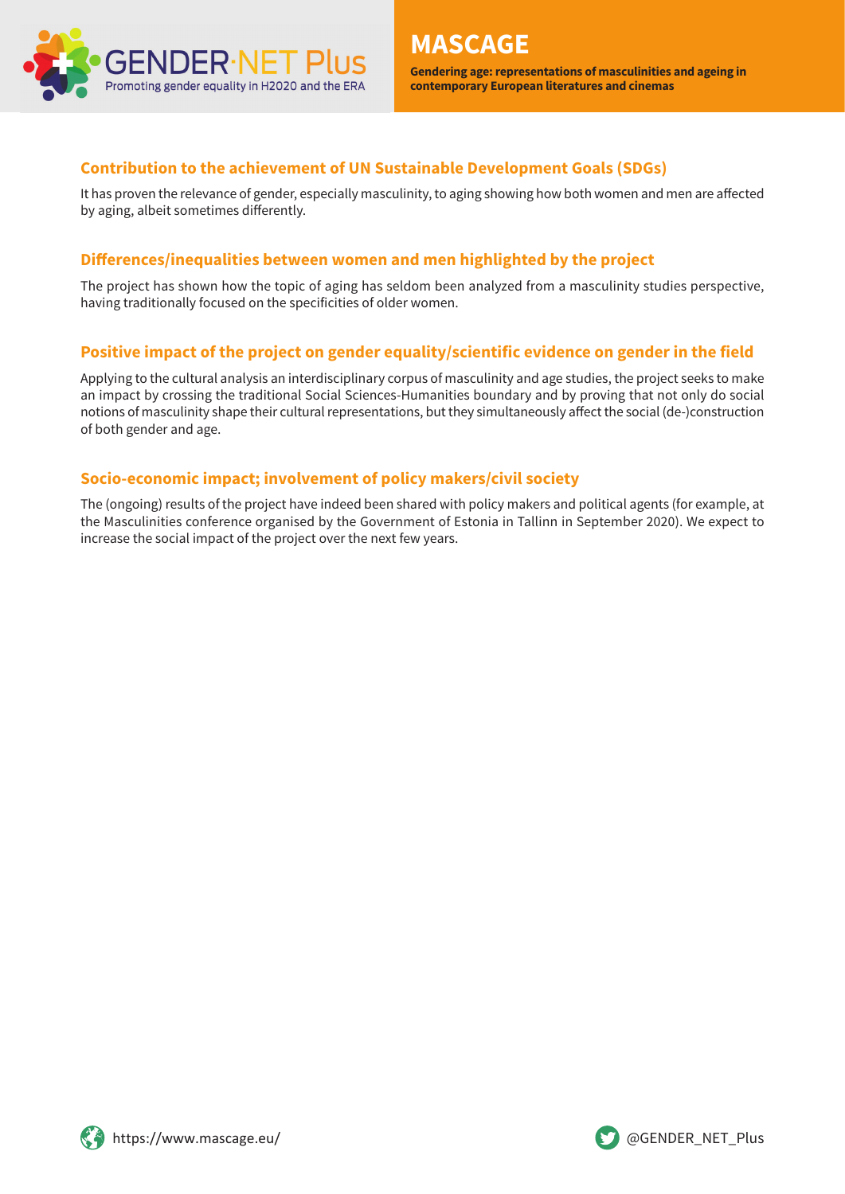## Contribution to the achievement of UN Sustainable Development Goals (SDGs)

It has proven the relevance of gender, especially masculinity, to aging showing how both women and men are affected by aging, albeit sometimes differently.

## Differences/inequalities between women and men highlighted by the project

The project has shown how the topic of aging has seldom been analyzed from a masculinity studies perspective, having traditionally focused on the specificities of older women.

## Positive impact of the project on gender equality/scientific evidence on gender in the field

Applying to the cultural analysis an interdisciplinary corpus of masculinity and age studies, the project seeks to make an impact by crossing the traditional Social Sciences-Humanities boundary and by proving that not only do social notions of masculinity shape their cultural representations, but they simultaneously affect the social (de-)construction of both gender and age.

## Socio-economic impact; involvement of policy makers/civil society

The (ongoing) results of the project have indeed been shared with policy makers and political agents (for example, at the Masculinities conference organised by the Government of Estonia in Tallinn in September 2020). We expect to increase the social impact of the project over the next few years.

https://www.mascage.eu/

@GENDER_NET_Plus